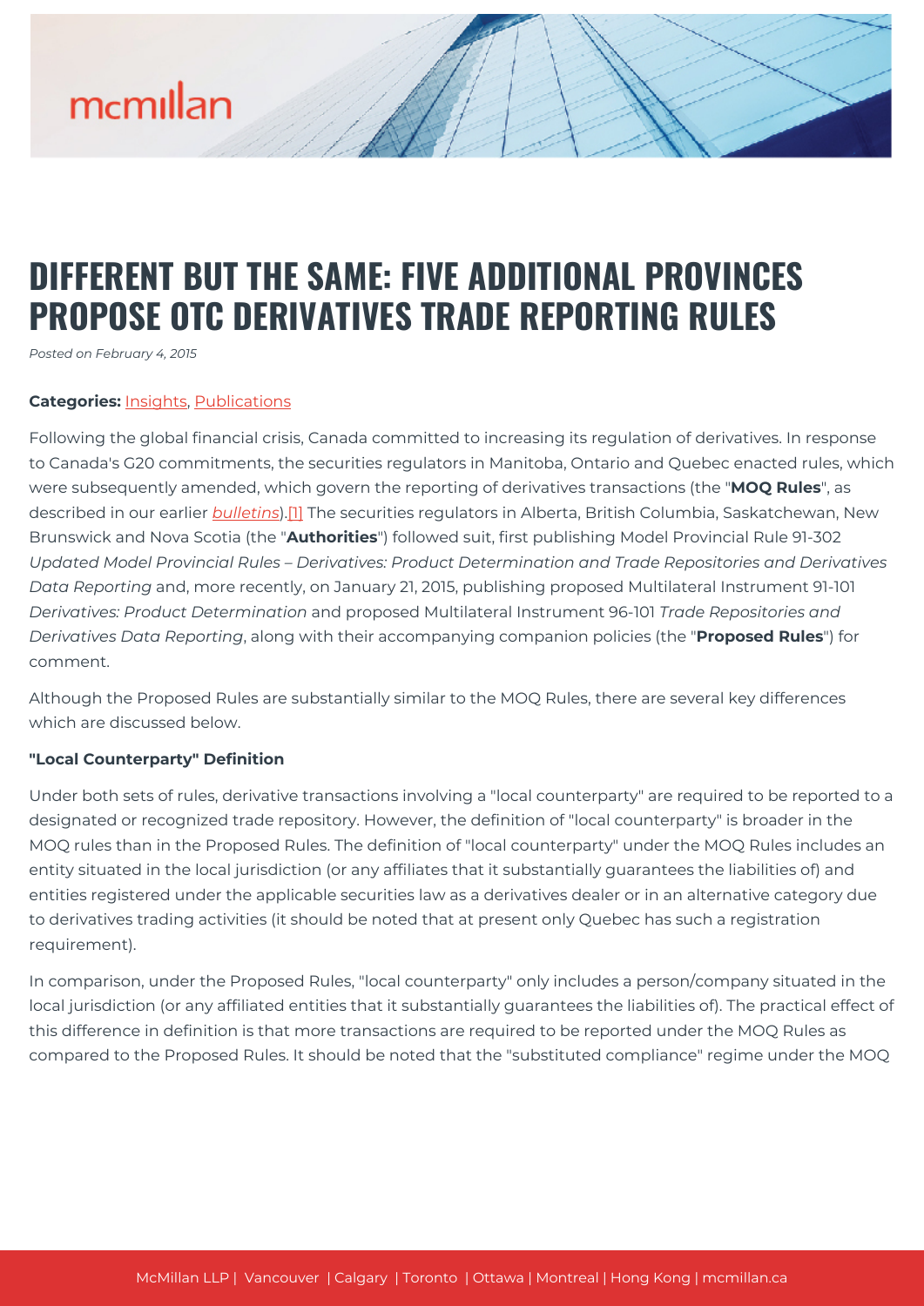# DIFFERENT BUT THE SAME: FIVE ADDITIONAL PROVINCES PROPOSE OTC DERIVATIVES TRADE REPORTING RULES

*Posted on February 4, 2015*

**Categories:** Insights, Publications

Following the global financial crisis, Canada committed to increasing its regulation of derivatives. In response to Canada's G20 commitments, the securities regulators in Manitoba, Ontario and Quebec enacted rules, which were subsequently amended, which govern the reporting of derivatives transactions (the "**MOQ Rules**", as described in our earlier *bulletins*).[1] The securities regulators in Alberta, British Columbia, Saskatchewan, New Brunswick and Nova Scotia (the "**Authorities**") followed suit, first publishing Model Provincial Rule 91-302 *Updated Model Provincial Rules – Derivatives: Product Determination and Trade Repositories and Derivatives Data Reporting* and, more recently, on January 21, 2015, publishing proposed Multilateral Instrument 91-101 *Derivatives: Product Determination* and proposed Multilateral Instrument 96-101 *Trade Repositories and Derivatives Data Reporting*, along with their accompanying companion policies (the "**Proposed Rules**") for comment.

Although the Proposed Rules are substantially similar to the MOQ Rules, there are several key differences which are discussed below.

**"Local Counterparty" Definition**

Under both sets of rules, derivative transactions involving a "local counterparty" are required to be reported to a designated or recognized trade repository. However, the definition of "local counterparty" is broader in the MOQ rules than in the Proposed Rules. The definition of "local counterparty" under the MOQ Rules includes an entity situated in the local jurisdiction (or any affiliates that it substantially guarantees the liabilities of) and entities registered under the applicable securities law as a derivatives dealer or in an alternative category due to derivatives trading activities (it should be noted that at present only Quebec has such a registration requirement).

In comparison, under the Proposed Rules, "local counterparty" only includes a person/company situated in the local jurisdiction (or any affiliated entities that it substantially guarantees the liabilities of). The practical effect of this difference in definition is that more transactions are required to be reported under the MOQ Rules as compared to the Proposed Rules. It should be noted that the "substituted compliance" regime under the MOQ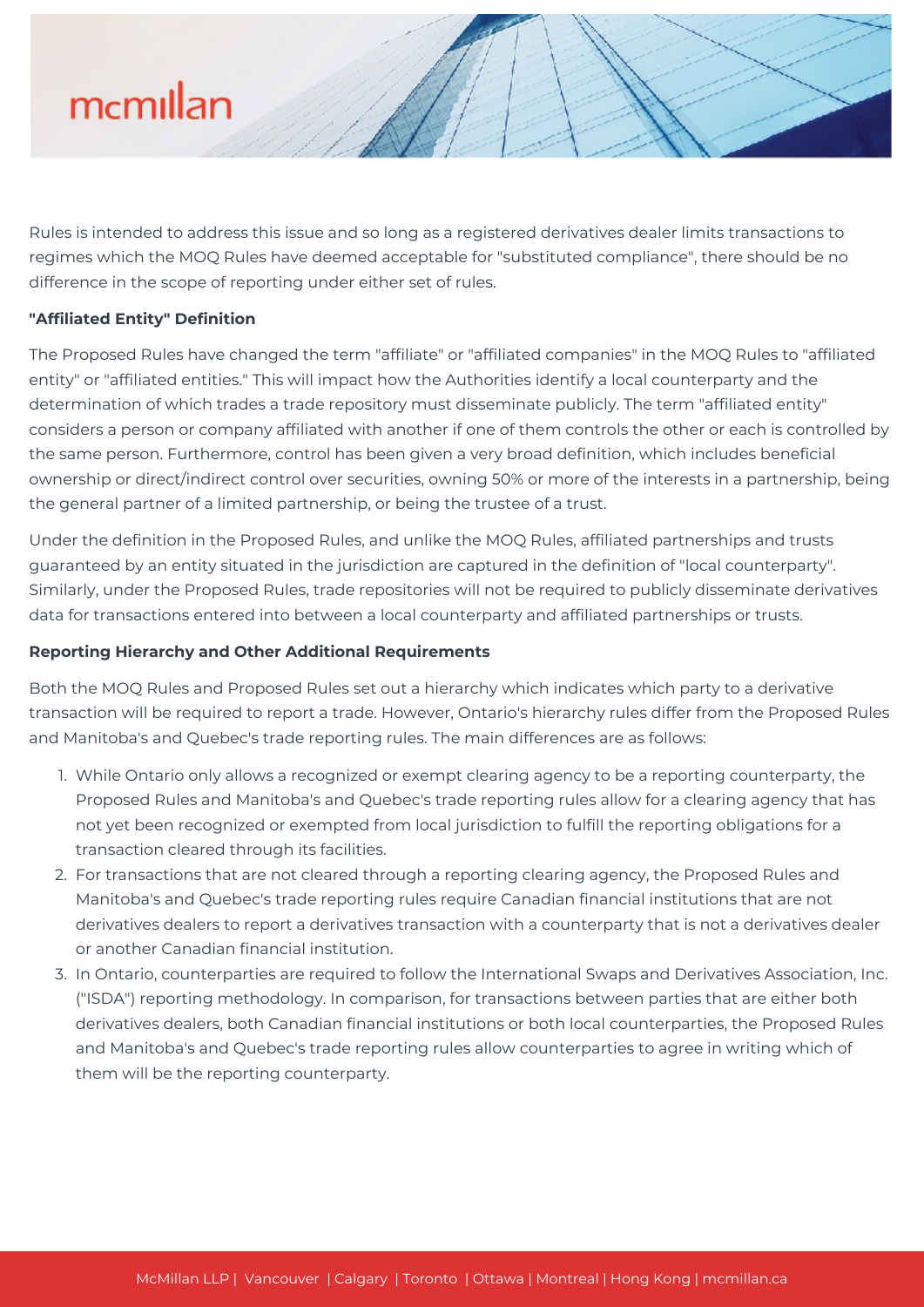Rules is intended to address this issue and so long as a registered derivatives dealer limits transactions to regimes which the MOQ Rules have deemed acceptable for "substituted compliance", there should be no difference in the scope of reporting under either set of rules.

**"Affiliated Entity" Definition**

The Proposed Rules have changed the term "affiliate" or "affiliated companies" in the MOQ Rules to "affiliated entity" or "affiliated entities." This will impact how the Authorities identify a local counterparty and the determination of which trades a trade repository must disseminate publicly. The term "affiliated entity" considers a person or company affiliated with another if one of them controls the other or each is controlled by the same person. Furthermore, control has been given a very broad definition, which includes beneficial ownership or direct/indirect control over securities, owning 50% or more of the interests in a partnership, being the general partner of a limited partnership, or being the trustee of a trust.

Under the definition in the Proposed Rules, and unlike the MOQ Rules, affiliated partnerships and trusts guaranteed by an entity situated in the jurisdiction are captured in the definition of "local counterparty". Similarly, under the Proposed Rules, trade repositories will not be required to publicly disseminate derivatives data for transactions entered into between a local counterparty and affiliated partnerships or trusts.

**Reporting Hierarchy and Other Additional Requirements**

Both the MOQ Rules and Proposed Rules set out a hierarchy which indicates which party to a derivative transaction will be required to report a trade. However, Ontario's hierarchy rules differ from the Proposed Rules and Manitoba's and Quebec's trade reporting rules. The main differences are as follows:

1. While Ontario only allows a recognized or exempt clearing agency to be a reporting counterparty, the Proposed Rules and Manitoba's and Quebec's trade reporting rules allow for a clearing agency that has not yet been recognized or exempted from local jurisdiction to fulfill the reporting obligations for a transaction cleared through its facilities.
2. For transactions that are not cleared through a reporting clearing agency, the Proposed Rules and Manitoba's and Quebec's trade reporting rules require Canadian financial institutions that are not derivatives dealers to report a derivatives transaction with a counterparty that is not a derivatives dealer or another Canadian financial institution.
3. In Ontario, counterparties are required to follow the International Swaps and Derivatives Association, Inc. ("ISDA") reporting methodology. In comparison, for transactions between parties that are either both derivatives dealers, both Canadian financial institutions or both local counterparties, the Proposed Rules and Manitoba's and Quebec's trade reporting rules allow counterparties to agree in writing which of them will be the reporting counterparty.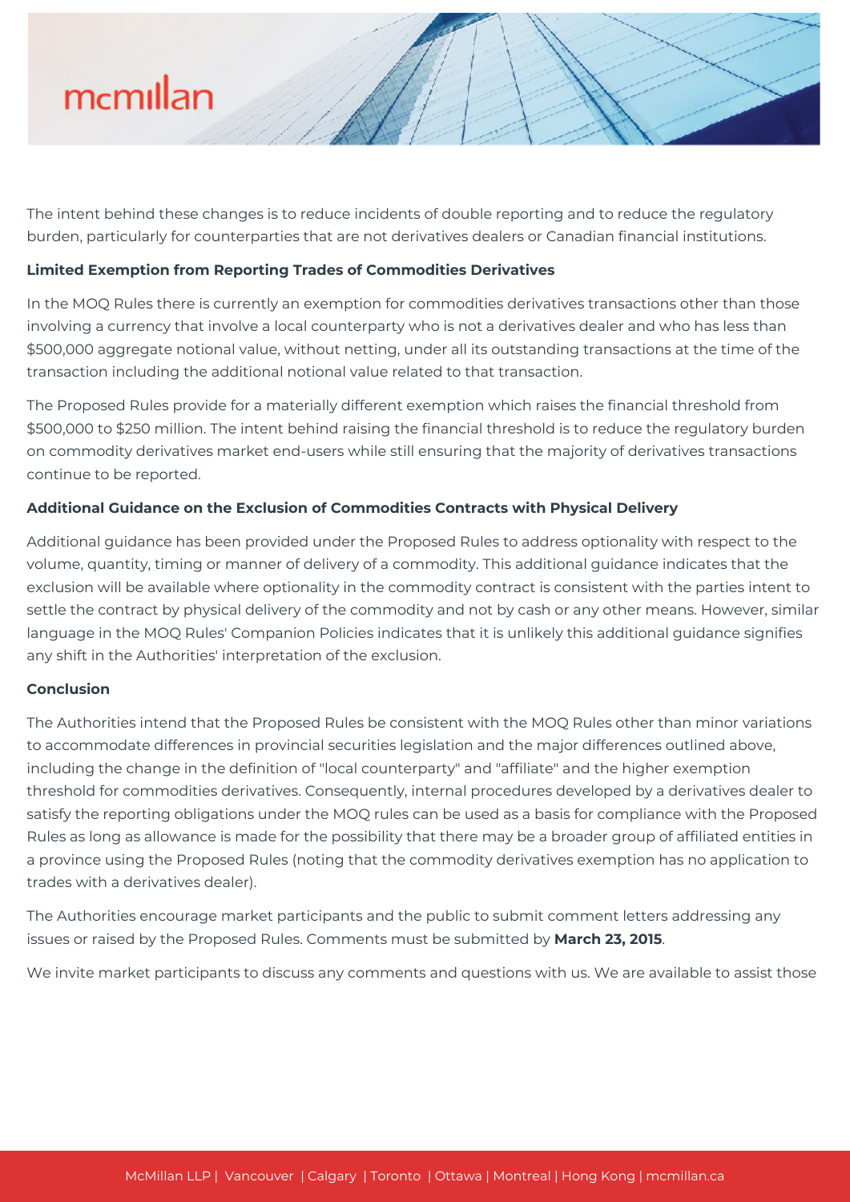The intent behind these changes is to reduce incidents of double reporting and to reduce the regulatory burden, particularly for counterparties that are not derivatives dealers or Canadian financial institutions.

**Limited Exemption from Reporting Trades of Commodities Derivatives**

In the MOQ Rules there is currently an exemption for commodities derivatives transactions other than those involving a currency that involve a local counterparty who is not a derivatives dealer and who has less than $500,000 aggregate notional value, without netting, under all its outstanding transactions at the time of the transaction including the additional notional value related to that transaction.

The Proposed Rules provide for a materially different exemption which raises the financial threshold from $500,000 to $250 million. The intent behind raising the financial threshold is to reduce the regulatory burden on commodity derivatives market end-users while still ensuring that the majority of derivatives transactions continue to be reported.

**Additional Guidance on the Exclusion of Commodities Contracts with Physical Delivery**

Additional guidance has been provided under the Proposed Rules to address optionality with respect to the volume, quantity, timing or manner of delivery of a commodity. This additional guidance indicates that the exclusion will be available where optionality in the commodity contract is consistent with the parties intent to settle the contract by physical delivery of the commodity and not by cash or any other means. However, similar language in the MOQ Rules' Companion Policies indicates that it is unlikely this additional guidance signifies any shift in the Authorities' interpretation of the exclusion.

**Conclusion**

The Authorities intend that the Proposed Rules be consistent with the MOQ Rules other than minor variations to accommodate differences in provincial securities legislation and the major differences outlined above, including the change in the definition of "local counterparty" and "affiliate" and the higher exemption threshold for commodities derivatives. Consequently, internal procedures developed by a derivatives dealer to satisfy the reporting obligations under the MOQ rules can be used as a basis for compliance with the Proposed Rules as long as allowance is made for the possibility that there may be a broader group of affiliated entities in a province using the Proposed Rules (noting that the commodity derivatives exemption has no application to trades with a derivatives dealer).

The Authorities encourage market participants and the public to submit comment letters addressing any issues or raised by the Proposed Rules. Comments must be submitted by **March 23, 2015**.

We invite market participants to discuss any comments and questions with us. We are available to assist those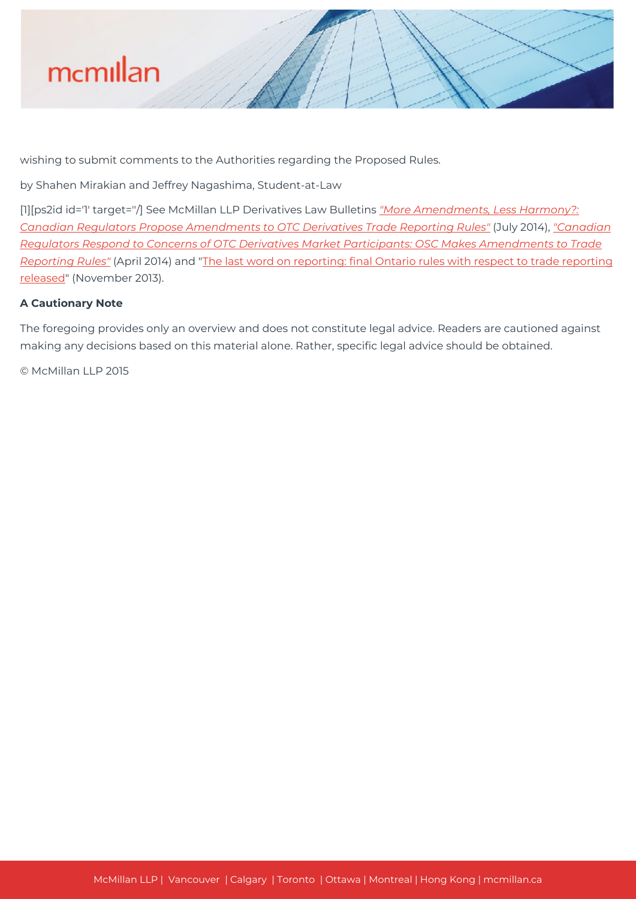wishing to submit comments to the Authorities regarding the Proposed Rules.

by Shahen Mirakian and Jeffrey Nagashima, Student-at-Law

[1][ps2id id='1' target=''/] See McMillan LLP Derivatives Law Bulletins *"More Amendments, Less Harmony?: Canadian Regulators Propose Amendments to OTC Derivatives Trade Reporting Rules"* (July 2014), *"Canadian Regulators Respond to Concerns of OTC Derivatives Market Participants: OSC Makes Amendments to Trade Reporting Rules"* (April 2014) and "The last word on reporting: final Ontario rules with respect to trade reporting released" (November 2013).

**A Cautionary Note**

The foregoing provides only an overview and does not constitute legal advice. Readers are cautioned against making any decisions based on this material alone. Rather, specific legal advice should be obtained.

© McMillan LLP 2015